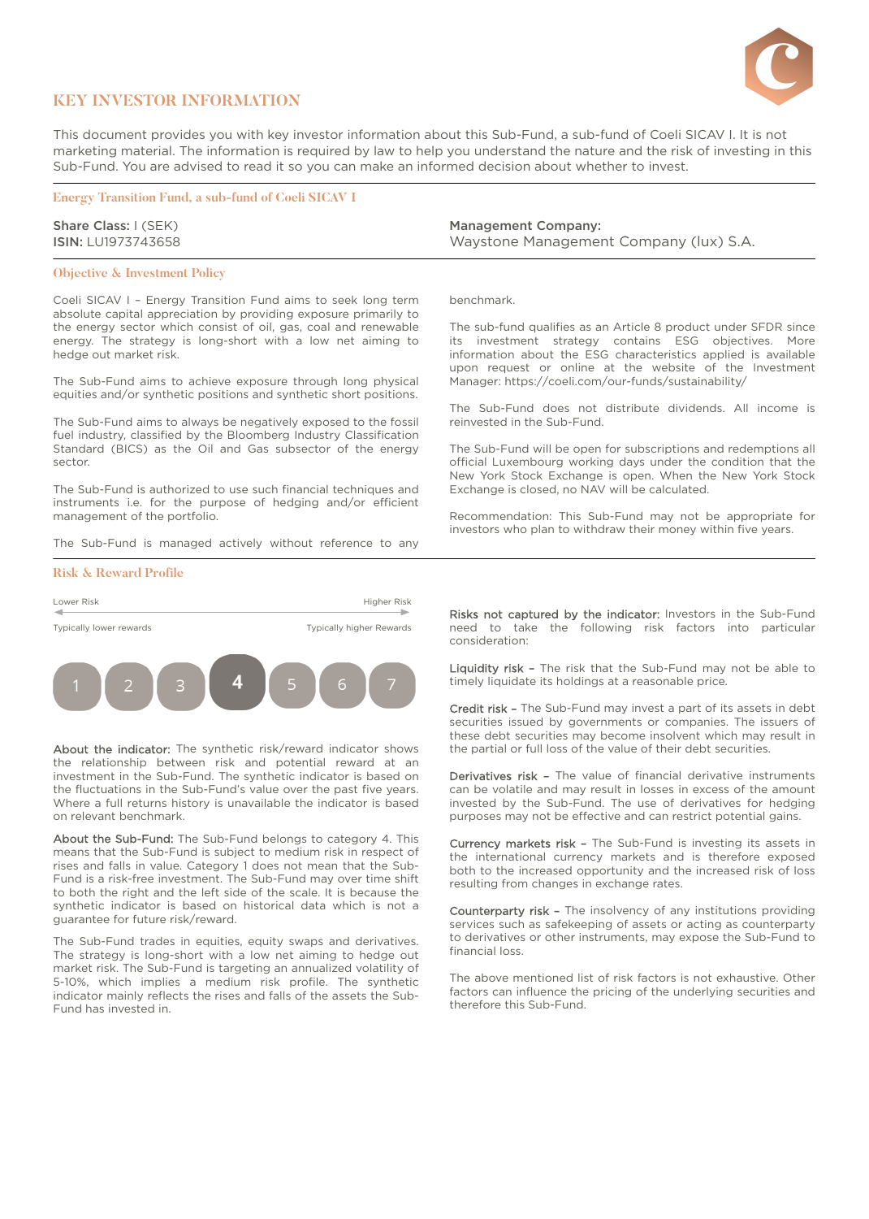# KEY INVESTOR INFORMATION

This document provides you with key investor information about this Sub-Fund, a sub-fund of Coeli SICAV I. It is not marketing material. The information is required by law to help you understand the nature and the risk of investing in this Sub-Fund. You are advised to read it so you can make an informed decision about whether to invest.

## Energy Transition Fund, a sub-fund of Coeli SICAV I

**Share Class:** I (SEK)
**ISIN:** LU1973743658

**Management Company:**
Waystone Management Company (lux) S.A.

## Objective & Investment Policy

Coeli SICAV I – Energy Transition Fund aims to seek long term absolute capital appreciation by providing exposure primarily to the energy sector which consist of oil, gas, coal and renewable energy. The strategy is long-short with a low net aiming to hedge out market risk.

The Sub-Fund aims to achieve exposure through long physical equities and/or synthetic positions and synthetic short positions.

The Sub-Fund aims to always be negatively exposed to the fossil fuel industry, classified by the Bloomberg Industry Classification Standard (BICS) as the Oil and Gas subsector of the energy sector.

The Sub-Fund is authorized to use such financial techniques and instruments i.e. for the purpose of hedging and/or efficient management of the portfolio.

The Sub-Fund is managed actively without reference to any benchmark.

The sub-fund qualifies as an Article 8 product under SFDR since its investment strategy contains ESG objectives. More information about the ESG characteristics applied is available upon request or online at the website of the Investment Manager: https://coeli.com/our-funds/sustainability/

The Sub-Fund does not distribute dividends. All income is reinvested in the Sub-Fund.

The Sub-Fund will be open for subscriptions and redemptions all official Luxembourg working days under the condition that the New York Stock Exchange is open. When the New York Stock Exchange is closed, no NAV will be calculated.

Recommendation: This Sub-Fund may not be appropriate for investors who plan to withdraw their money within five years.

## Risk & Reward Profile

| Lower Risk | | | | | | Higher Risk |
|---|---|---|---|---|---|---|
| Typically lower rewards | | | | | | Typically higher Rewards |
| 1 | 2 | 3 | **4** | 5 | 6 | 7 |

**About the indicator:** The synthetic risk/reward indicator shows the relationship between risk and potential reward at an investment in the Sub-Fund. The synthetic indicator is based on the fluctuations in the Sub-Fund's value over the past five years. Where a full returns history is unavailable the indicator is based on relevant benchmark.

**About the Sub-Fund:** The Sub-Fund belongs to category 4. This means that the Sub-Fund is subject to medium risk in respect of rises and falls in value. Category 1 does not mean that the Sub-Fund is a risk-free investment. The Sub-Fund may over time shift to both the right and the left side of the scale. It is because the synthetic indicator is based on historical data which is not a guarantee for future risk/reward.

The Sub-Fund trades in equities, equity swaps and derivatives. The strategy is long-short with a low net aiming to hedge out market risk. The Sub-Fund is targeting an annualized volatility of 5-10%, which implies a medium risk profile. The synthetic indicator mainly reflects the rises and falls of the assets the Sub-Fund has invested in.

**Risks not captured by the indicator:** Investors in the Sub-Fund need to take the following risk factors into particular consideration:

**Liquidity risk –** The risk that the Sub-Fund may not be able to timely liquidate its holdings at a reasonable price.

**Credit risk –** The Sub-Fund may invest a part of its assets in debt securities issued by governments or companies. The issuers of these debt securities may become insolvent which may result in the partial or full loss of the value of their debt securities.

**Derivatives risk –** The value of financial derivative instruments can be volatile and may result in losses in excess of the amount invested by the Sub-Fund. The use of derivatives for hedging purposes may not be effective and can restrict potential gains.

**Currency markets risk –** The Sub-Fund is investing its assets in the international currency markets and is therefore exposed both to the increased opportunity and the increased risk of loss resulting from changes in exchange rates.

**Counterparty risk –** The insolvency of any institutions providing services such as safekeeping of assets or acting as counterparty to derivatives or other instruments, may expose the Sub-Fund to financial loss.

The above mentioned list of risk factors is not exhaustive. Other factors can influence the pricing of the underlying securities and therefore this Sub-Fund.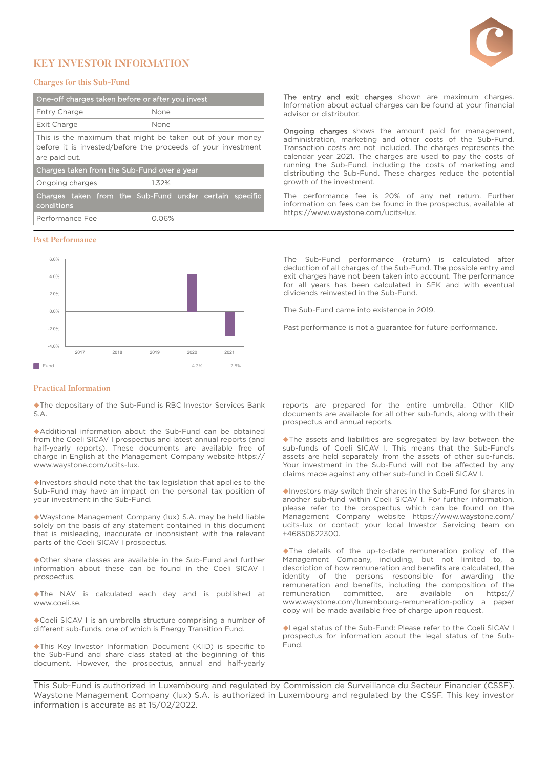# KEY INVESTOR INFORMATION

## Charges for this Sub-Fund

| | |
|---|---|
| **One-off charges taken before or after you invest** | |
| Entry Charge | None |
| Exit Charge | None |
| This is the maximum that might be taken out of your money before it is invested/before the proceeds of your investment are paid out. | |
| **Charges taken from the Sub-Fund over a year** | |
| Ongoing charges | 1.32% |
| **Charges taken from the Sub-Fund under certain specific conditions** | |
| Performance Fee | 0.06% |

**The entry and exit charges** shown are maximum charges. Information about actual charges can be found at your financial advisor or distributor.

**Ongoing charges** shows the amount paid for management, administration, marketing and other costs of the Sub-Fund. Transaction costs are not included. The charges represents the calendar year 2021. The charges are used to pay the costs of running the Sub-Fund, including the costs of marketing and distributing the Sub-Fund. These charges reduce the potential growth of the investment.

The performance fee is 20% of any net return. Further information on fees can be found in the prospectus, available at https://www.waystone.com/ucits-lux.

## Past Performance

6.0%
4.0%
2.0%
0.0%
-2.0%
-4.0%
2017 2018 2019 2020 2021
Fund 4.3% -2.8%

The Sub-Fund performance (return) is calculated after deduction of all charges of the Sub-Fund. The possible entry and exit charges have not been taken into account. The performance for all years has been calculated in SEK and with eventual dividends reinvested in the Sub-Fund.

The Sub-Fund came into existence in 2019.

Past performance is not a guarantee for future performance.

## Practical Information

- The depositary of the Sub-Fund is RBC Investor Services Bank S.A.
- Additional information about the Sub-Fund can be obtained from the Coeli SICAV I prospectus and latest annual reports (and half-yearly reports). These documents are available free of charge in English at the Management Company website https://www.waystone.com/ucits-lux.
- Investors should note that the tax legislation that applies to the Sub-Fund may have an impact on the personal tax position of your investment in the Sub-Fund.
- Waystone Management Company (lux) S.A. may be held liable solely on the basis of any statement contained in this document that is misleading, inaccurate or inconsistent with the relevant parts of the Coeli SICAV I prospectus.
- Other share classes are available in the Sub-Fund and further information about these can be found in the Coeli SICAV I prospectus.
- The NAV is calculated each day and is published at www.coeli.se.
- Coeli SICAV I is an umbrella structure comprising a number of different sub-funds, one of which is Energy Transition Fund.
- This Key Investor Information Document (KIID) is specific to the Sub-Fund and share class stated at the beginning of this document. However, the prospectus, annual and half-yearly reports are prepared for the entire umbrella. Other KIID documents are available for all other sub-funds, along with their prospectus and annual reports.
- The assets and liabilities are segregated by law between the sub-funds of Coeli SICAV I. This means that the Sub-Fund's assets are held separately from the assets of other sub-funds. Your investment in the Sub-Fund will not be affected by any claims made against any other sub-fund in Coeli SICAV I.
- Investors may switch their shares in the Sub-Fund for shares in another sub-fund within Coeli SICAV I. For further information, please refer to the prospectus which can be found on the Management Company website https://www.waystone.com/ucits-lux or contact your local Investor Servicing team on +46850622300.
- The details of the up-to-date remuneration policy of the Management Company, including, but not limited to, a description of how remuneration and benefits are calculated, the identity of the persons responsible for awarding the remuneration and benefits, including the composition of the remuneration committee, are available on https://www.waystone.com/luxembourg-remuneration-policy a paper copy will be made available free of charge upon request.
- Legal status of the Sub-Fund: Please refer to the Coeli SICAV I prospectus for information about the legal status of the Sub-Fund.

This Sub-Fund is authorized in Luxembourg and regulated by Commission de Surveillance du Secteur Financier (CSSF). Waystone Management Company (lux) S.A. is authorized in Luxembourg and regulated by the CSSF. This key investor information is accurate as at 15/02/2022.